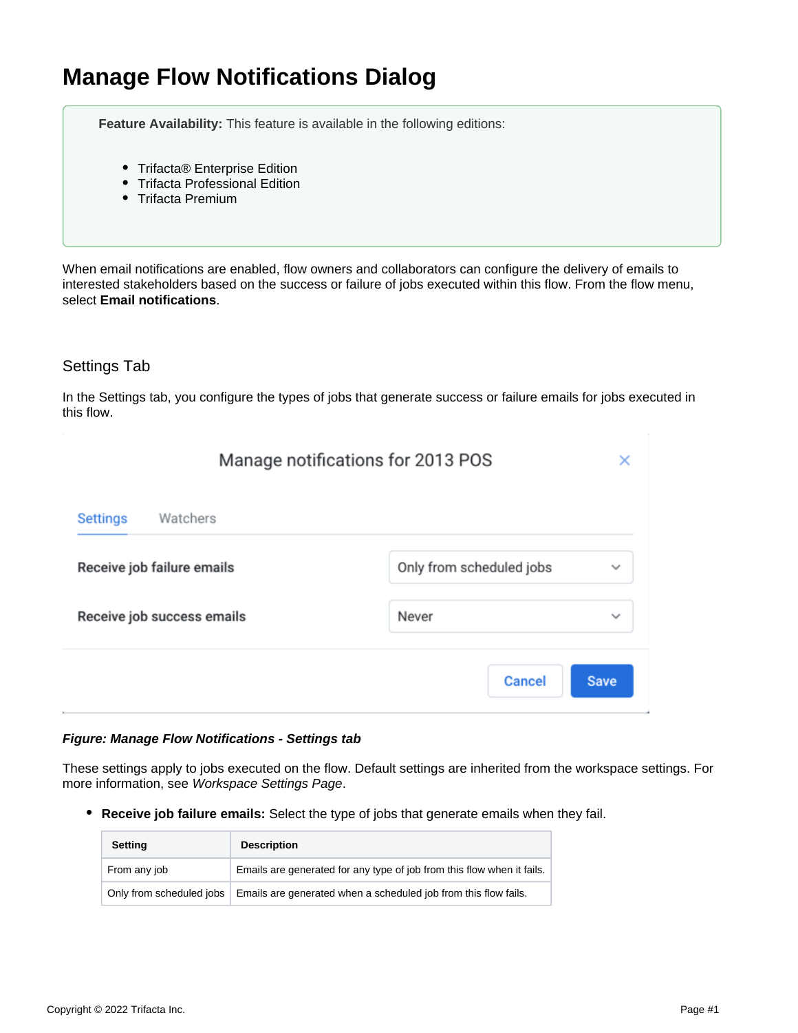# Manage Flow Notifications Dialog

**Feature Availability:** This feature is available in the following editions:

- Trifacta® Enterprise Edition
- Trifacta Professional Edition
- Trifacta Premium

When email notifications are enabled, flow owners and collaborators can configure the delivery of emails to interested stakeholders based on the success or failure of jobs executed within this flow. From the flow menu, select **Email notifications**.

## Settings Tab

In the Settings tab, you configure the types of jobs that generate success or failure emails for jobs executed in this flow.

***Figure: Manage Flow Notifications - Settings tab***

These settings apply to jobs executed on the flow. Default settings are inherited from the workspace settings. For more information, see *Workspace Settings Page*.

- **Receive job failure emails:** Select the type of jobs that generate emails when they fail.

| Setting | Description |
| --- | --- |
| From any job | Emails are generated for any type of job from this flow when it fails. |
| Only from scheduled jobs | Emails are generated when a scheduled job from this flow fails. |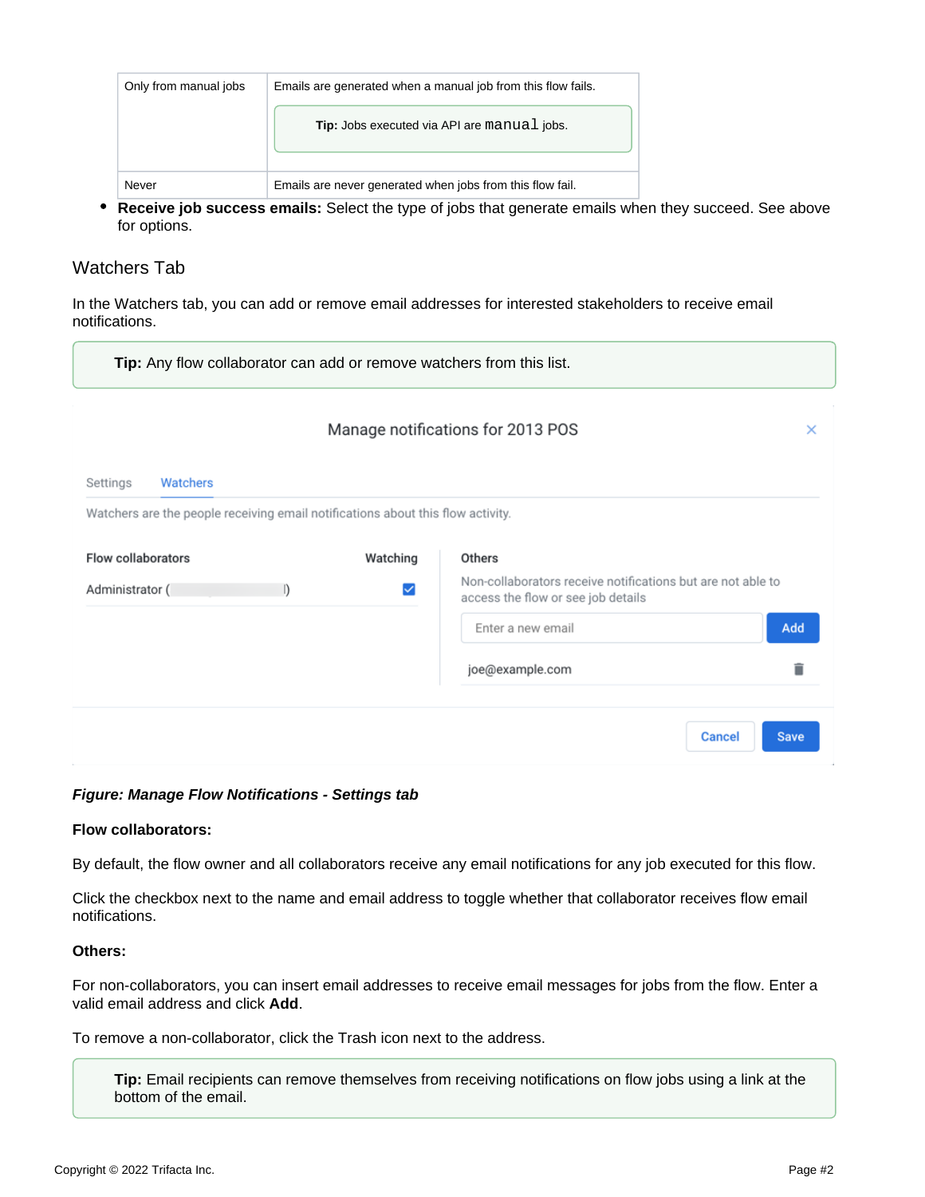| | |
|---|---|
| Only from manual jobs | Emails are generated when a manual job from this flow fails. **Tip:** Jobs executed via API are `manual` jobs. |
| Never | Emails are never generated when jobs from this flow fail. |

- **Receive job success emails:** Select the type of jobs that generate emails when they succeed. See above for options.

### Watchers Tab

In the Watchers tab, you can add or remove email addresses for interested stakeholders to receive email notifications.

> **Tip:** Any flow collaborator can add or remove watchers from this list.

***Figure: Manage Flow Notifications - Settings tab***

**Flow collaborators:**

By default, the flow owner and all collaborators receive any email notifications for any job executed for this flow.

Click the checkbox next to the name and email address to toggle whether that collaborator receives flow email notifications.

**Others:**

For non-collaborators, you can insert email addresses to receive email messages for jobs from the flow. Enter a valid email address and click **Add**.

To remove a non-collaborator, click the Trash icon next to the address.

> **Tip:** Email recipients can remove themselves from receiving notifications on flow jobs using a link at the bottom of the email.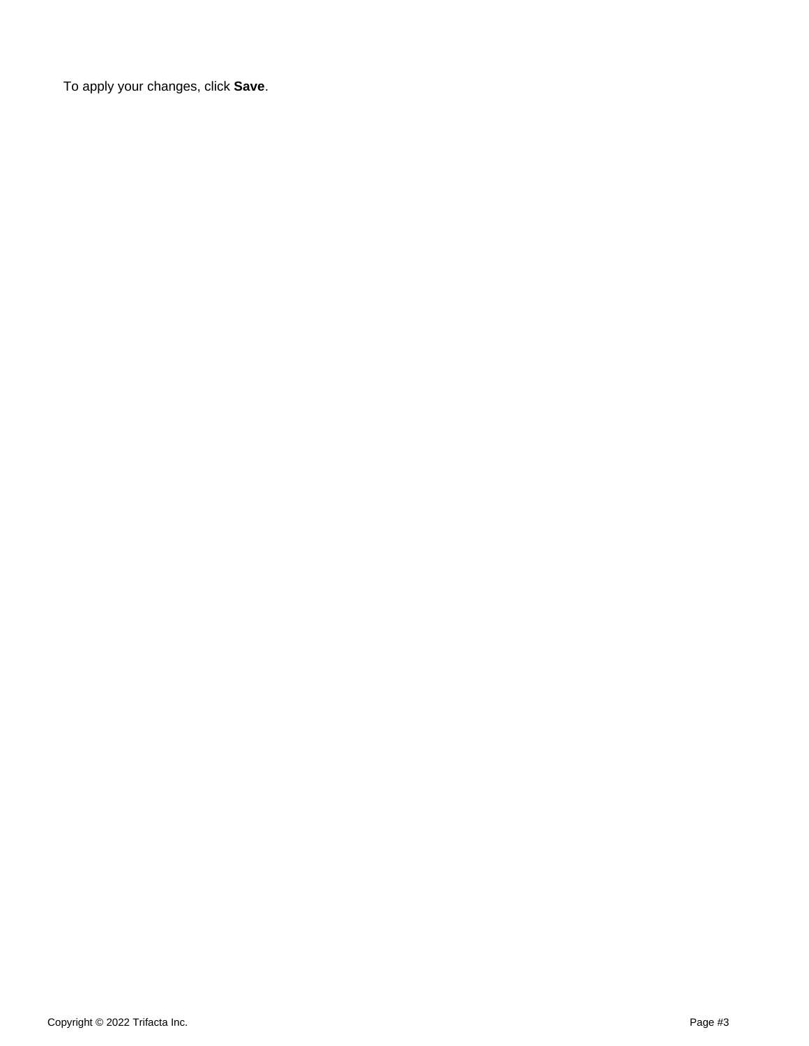To apply your changes, click **Save**.